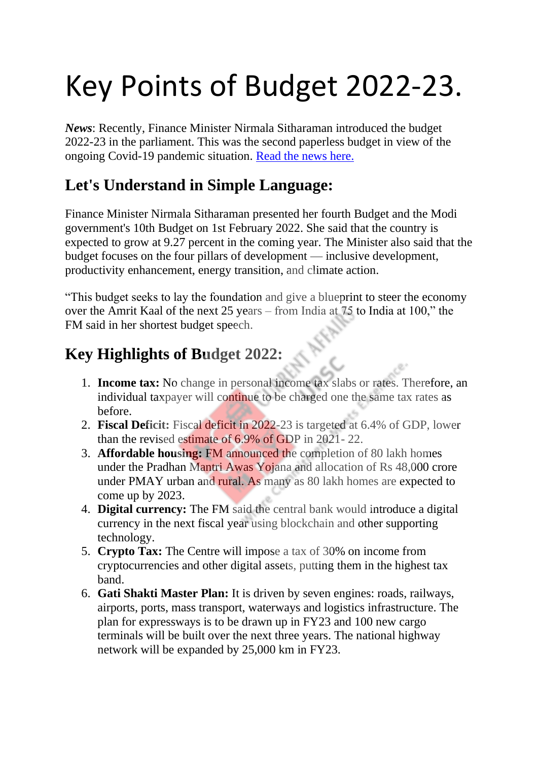# Key Points of Budget 2022-23.

***News***: Recently, Finance Minister Nirmala Sitharaman introduced the budget 2022-23 in the parliament. This was the second paperless budget in view of the ongoing Covid-19 pandemic situation. [Read the news here.]()

## Let's Understand in Simple Language:

Finance Minister Nirmala Sitharaman presented her fourth Budget and the Modi government's 10th Budget on 1st February 2022. She said that the country is expected to grow at 9.27 percent in the coming year. The Minister also said that the budget focuses on the four pillars of development — inclusive development, productivity enhancement, energy transition, and climate action.

"This budget seeks to lay the foundation and give a blueprint to steer the economy over the Amrit Kaal of the next 25 years – from India at 75 to India at 100," the FM said in her shortest budget speech.

## Key Highlights of Budget 2022:

1. **Income tax:** No change in personal income tax slabs or rates. Therefore, an individual taxpayer will continue to be charged one the same tax rates as before.
2. **Fiscal Deficit:** Fiscal deficit in 2022-23 is targeted at 6.4% of GDP, lower than the revised estimate of 6.9% of GDP in 2021- 22.
3. **Affordable housing:** FM announced the completion of 80 lakh homes under the Pradhan Mantri Awas Yojana and allocation of Rs 48,000 crore under PMAY urban and rural. As many as 80 lakh homes are expected to come up by 2023.
4. **Digital currency:** The FM said the central bank would introduce a digital currency in the next fiscal year using blockchain and other supporting technology.
5. **Crypto Tax:** The Centre will impose a tax of 30% on income from cryptocurrencies and other digital assets, putting them in the highest tax band.
6. **Gati Shakti Master Plan:** It is driven by seven engines: roads, railways, airports, ports, mass transport, waterways and logistics infrastructure. The plan for expressways is to be drawn up in FY23 and 100 new cargo terminals will be built over the next three years. The national highway network will be expanded by 25,000 km in FY23.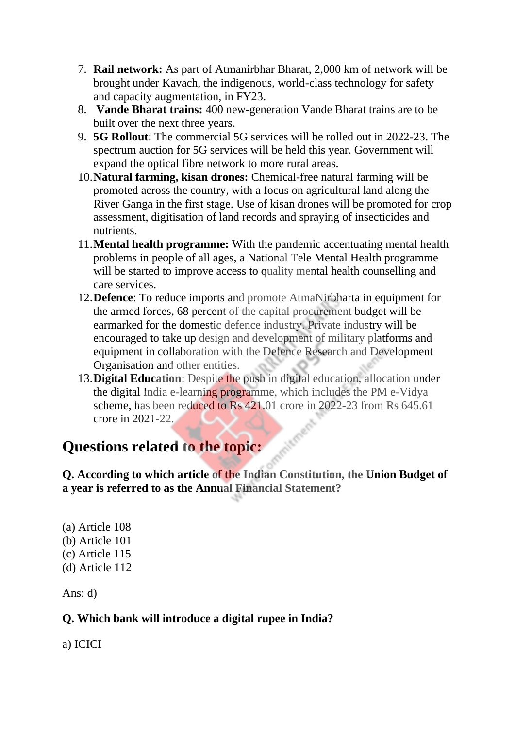7. **Rail network:** As part of Atmanirbhar Bharat, 2,000 km of network will be brought under Kavach, the indigenous, world-class technology for safety and capacity augmentation, in FY23.
8. **Vande Bharat trains:** 400 new-generation Vande Bharat trains are to be built over the next three years.
9. **5G Rollout**: The commercial 5G services will be rolled out in 2022-23. The spectrum auction for 5G services will be held this year. Government will expand the optical fibre network to more rural areas.
10. **Natural farming, kisan drones:** Chemical-free natural farming will be promoted across the country, with a focus on agricultural land along the River Ganga in the first stage. Use of kisan drones will be promoted for crop assessment, digitisation of land records and spraying of insecticides and nutrients.
11. **Mental health programme:** With the pandemic accentuating mental health problems in people of all ages, a National Tele Mental Health programme will be started to improve access to quality mental health counselling and care services.
12. **Defence**: To reduce imports and promote AtmaNirbharta in equipment for the armed forces, 68 percent of the capital procurement budget will be earmarked for the domestic defence industry. Private industry will be encouraged to take up design and development of military platforms and equipment in collaboration with the Defence Research and Development Organisation and other entities.
13. **Digital Education**: Despite the push in digital education, allocation under the digital India e-learning programme, which includes the PM e-Vidya scheme, has been reduced to Rs 421.01 crore in 2022-23 from Rs 645.61 crore in 2021-22.

## Questions related to the topic:

**Q. According to which article of the Indian Constitution, the Union Budget of a year is referred to as the Annual Financial Statement?**

(a) Article 108
(b) Article 101
(c) Article 115
(d) Article 112

Ans: d)

**Q. Which bank will introduce a digital rupee in India?**

a) ICICI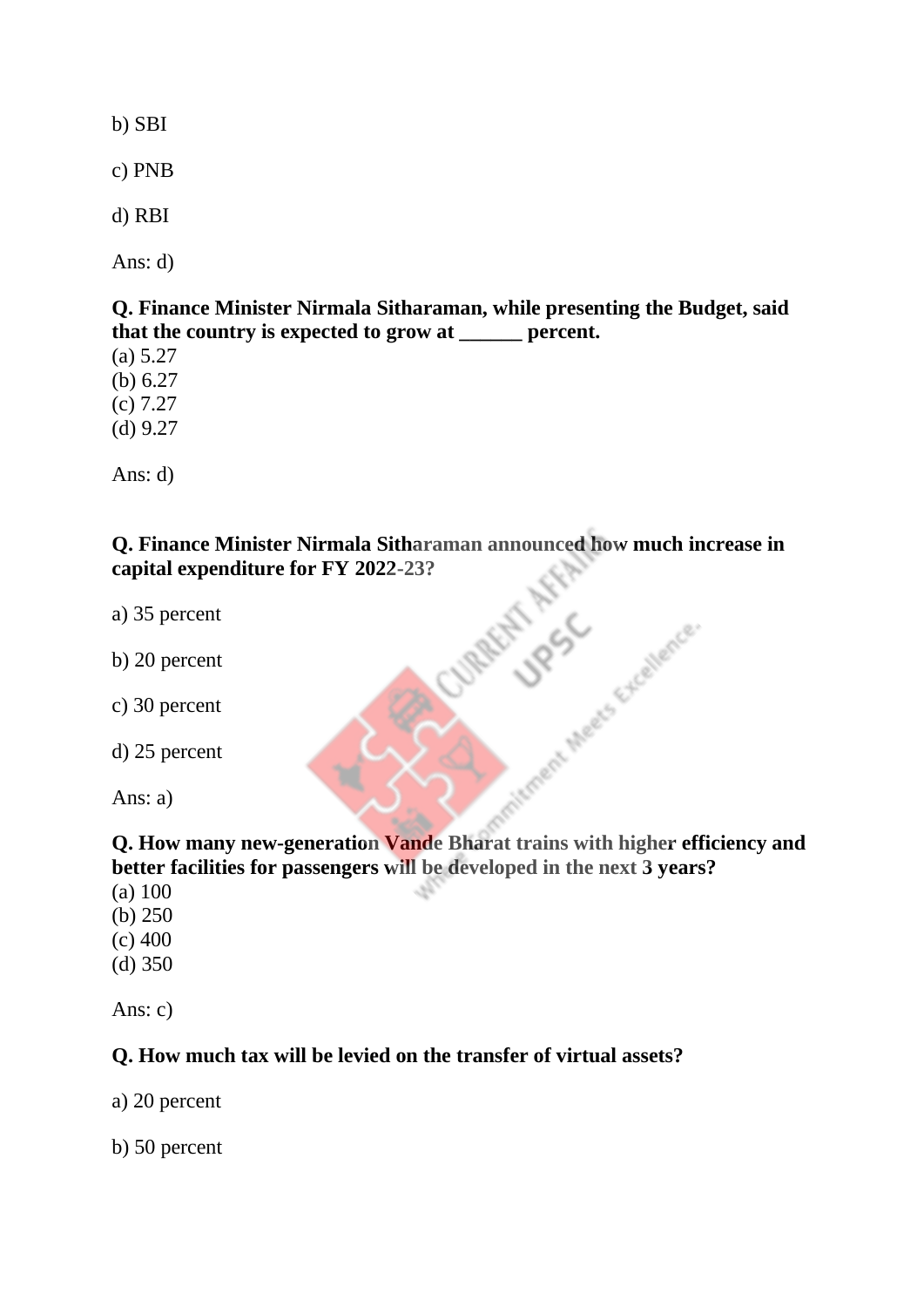b) SBI

c) PNB

d) RBI

Ans: d)

**Q. Finance Minister Nirmala Sitharaman, while presenting the Budget, said that the country is expected to grow at ______ percent.**

(a) 5.27
(b) 6.27
(c) 7.27
(d) 9.27

Ans: d)

**Q. Finance Minister Nirmala Sitharaman announced how much increase in capital expenditure for FY 2022-23?**

a) 35 percent

b) 20 percent

c) 30 percent

d) 25 percent

Ans: a)

**Q. How many new-generation Vande Bharat trains with higher efficiency and better facilities for passengers will be developed in the next 3 years?**

(a) 100
(b) 250
(c) 400
(d) 350

Ans: c)

**Q. How much tax will be levied on the transfer of virtual assets?**

a) 20 percent

b) 50 percent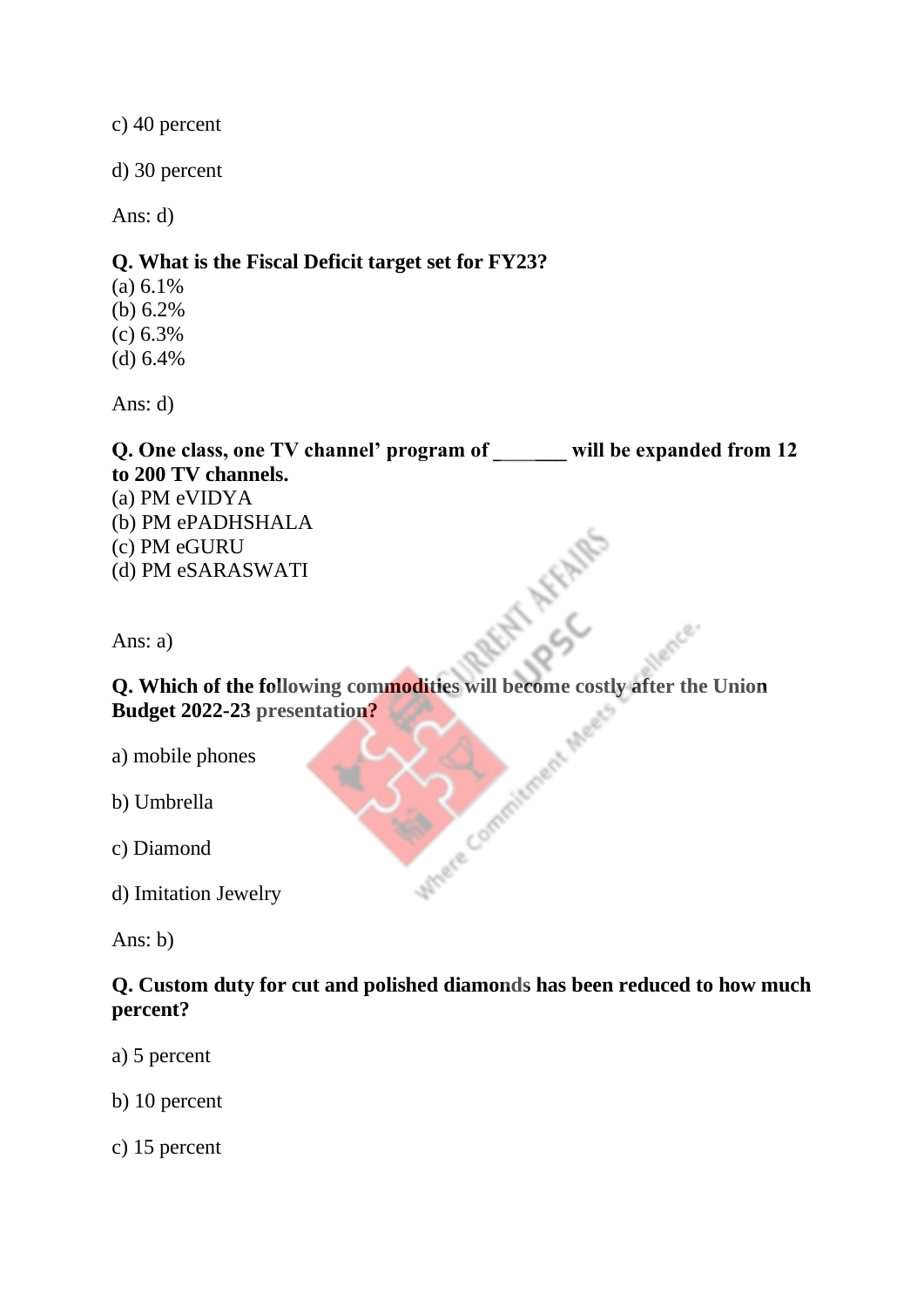c) 40 percent

d) 30 percent

Ans: d)

**Q. What is the Fiscal Deficit target set for FY23?**
(a) 6.1%
(b) 6.2%
(c) 6.3%
(d) 6.4%

Ans: d)

**Q. One class, one TV channel' program of _______ will be expanded from 12 to 200 TV channels.**
(a) PM eVIDYA
(b) PM ePADHSHALA
(c) PM eGURU
(d) PM eSARASWATI

Ans: a)

**Q. Which of the following commodities will become costly after the Union Budget 2022-23 presentation?**

a) mobile phones

b) Umbrella

c) Diamond

d) Imitation Jewelry

Ans: b)

**Q. Custom duty for cut and polished diamonds has been reduced to how much percent?**

a) 5 percent

b) 10 percent

c) 15 percent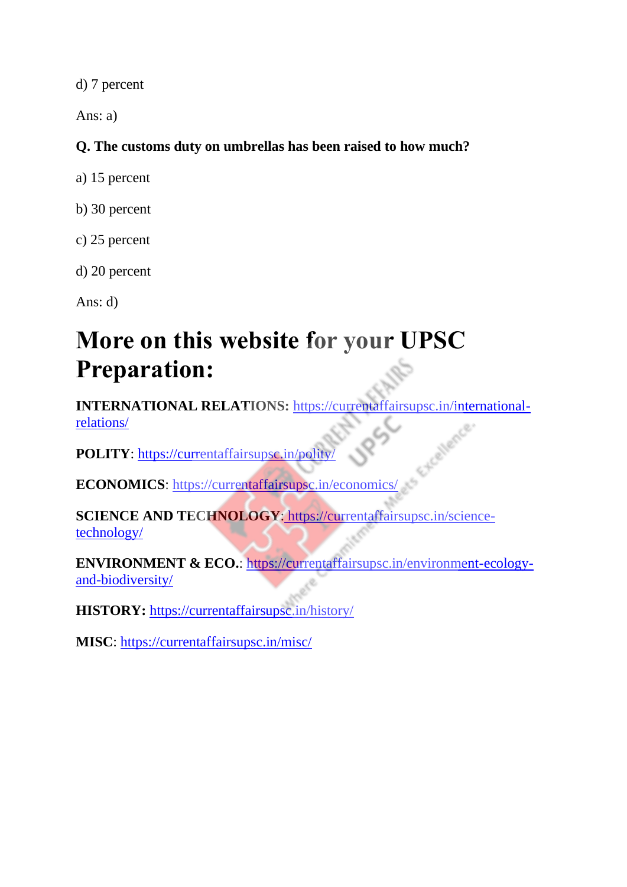d) 7 percent

Ans: a)

**Q. The customs duty on umbrellas has been raised to how much?**

a) 15 percent

b) 30 percent

c) 25 percent

d) 20 percent

Ans: d)

# More on this website for your UPSC Preparation:

**INTERNATIONAL RELATIONS:** https://currentaffairsupsc.in/international-relations/

**POLITY**: https://currentaffairsupsc.in/polity/

**ECONOMICS**: https://currentaffairsupsc.in/economics/

**SCIENCE AND TECHNOLOGY**: https://currentaffairsupsc.in/science-technology/

**ENVIRONMENT & ECO.**: https://currentaffairsupsc.in/environment-ecology-and-biodiversity/

**HISTORY:** https://currentaffairsupsc.in/history/

**MISC**: https://currentaffairsupsc.in/misc/